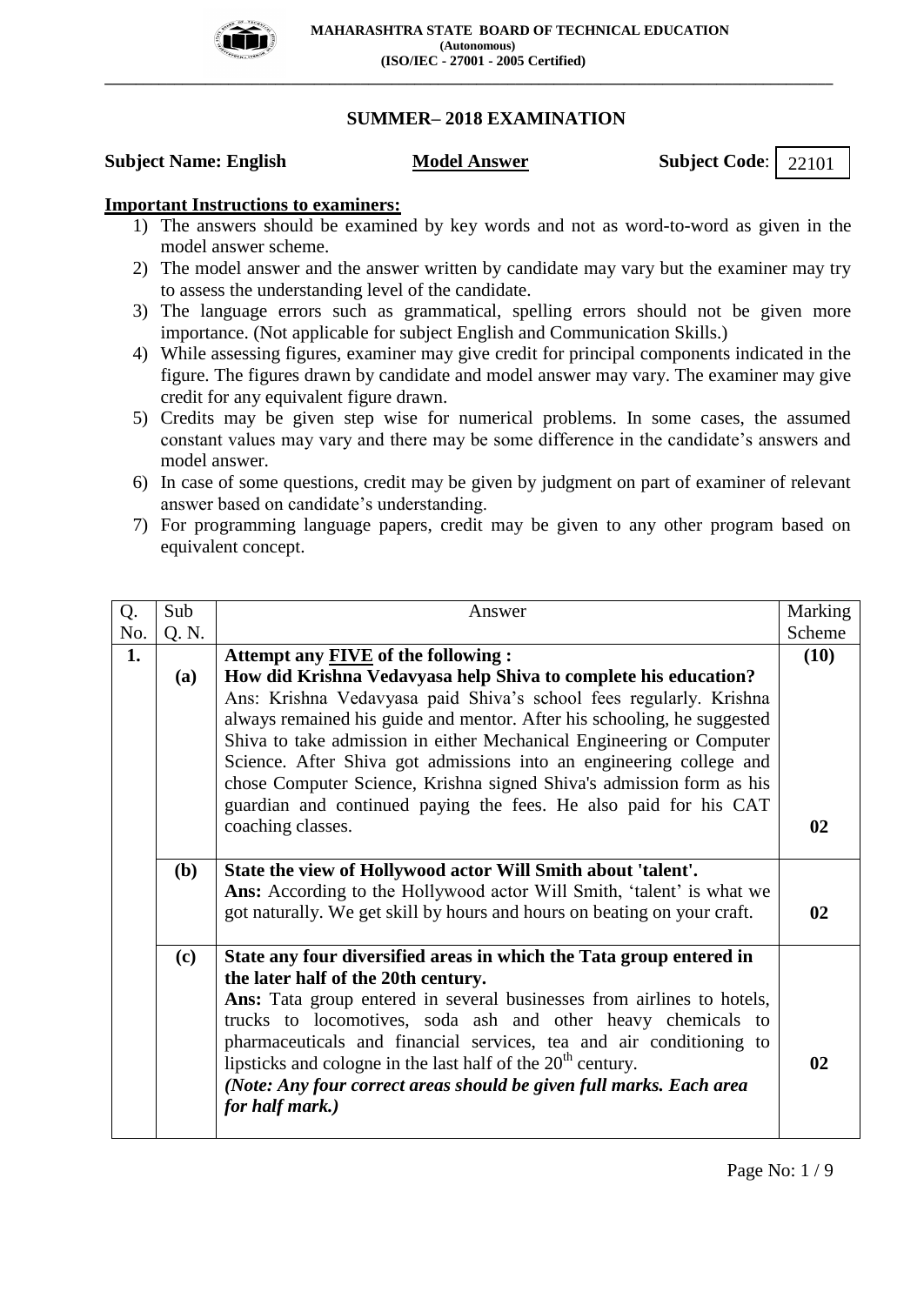**MAHARASHTRA STATE BOARD OF TECHNICAL EDUCATION**
**(Autonomous)**
**(ISO/IEC - 27001 - 2005 Certified)**

## SUMMER– 2018 EXAMINATION

**Subject Name: English** **Model Answer** **Subject Code**: 22101

**Important Instructions to examiners:**

1) The answers should be examined by key words and not as word-to-word as given in the model answer scheme.
2) The model answer and the answer written by candidate may vary but the examiner may try to assess the understanding level of the candidate.
3) The language errors such as grammatical, spelling errors should not be given more importance. (Not applicable for subject English and Communication Skills.)
4) While assessing figures, examiner may give credit for principal components indicated in the figure. The figures drawn by candidate and model answer may vary. The examiner may give credit for any equivalent figure drawn.
5) Credits may be given step wise for numerical problems. In some cases, the assumed constant values may vary and there may be some difference in the candidate's answers and model answer.
6) In case of some questions, credit may be given by judgment on part of examiner of relevant answer based on candidate's understanding.
7) For programming language papers, credit may be given to any other program based on equivalent concept.

| Q. No. | Sub Q. N. | Answer | Marking Scheme |
|---|---|---|---|
| **1.** | | **Attempt any FIVE of the following :** | **(10)** |
| | **(a)** | **How did Krishna Vedavyasa help Shiva to complete his education?** Ans: Krishna Vedavyasa paid Shiva's school fees regularly. Krishna always remained his guide and mentor. After his schooling, he suggested Shiva to take admission in either Mechanical Engineering or Computer Science. After Shiva got admissions into an engineering college and chose Computer Science, Krishna signed Shiva's admission form as his guardian and continued paying the fees. He also paid for his CAT coaching classes. | **02** |
| | **(b)** | **State the view of Hollywood actor Will Smith about 'talent'.** **Ans:** According to the Hollywood actor Will Smith, 'talent' is what we got naturally. We get skill by hours and hours on beating on your craft. | **02** |
| | **(c)** | **State any four diversified areas in which the Tata group entered in the later half of the 20th century.** **Ans:** Tata group entered in several businesses from airlines to hotels, trucks to locomotives, soda ash and other heavy chemicals to pharmaceuticals and financial services, tea and air conditioning to lipsticks and cologne in the last half of the $20^{th}$ century. ***(Note: Any four correct areas should be given full marks. Each area for half mark.)*** | **02** |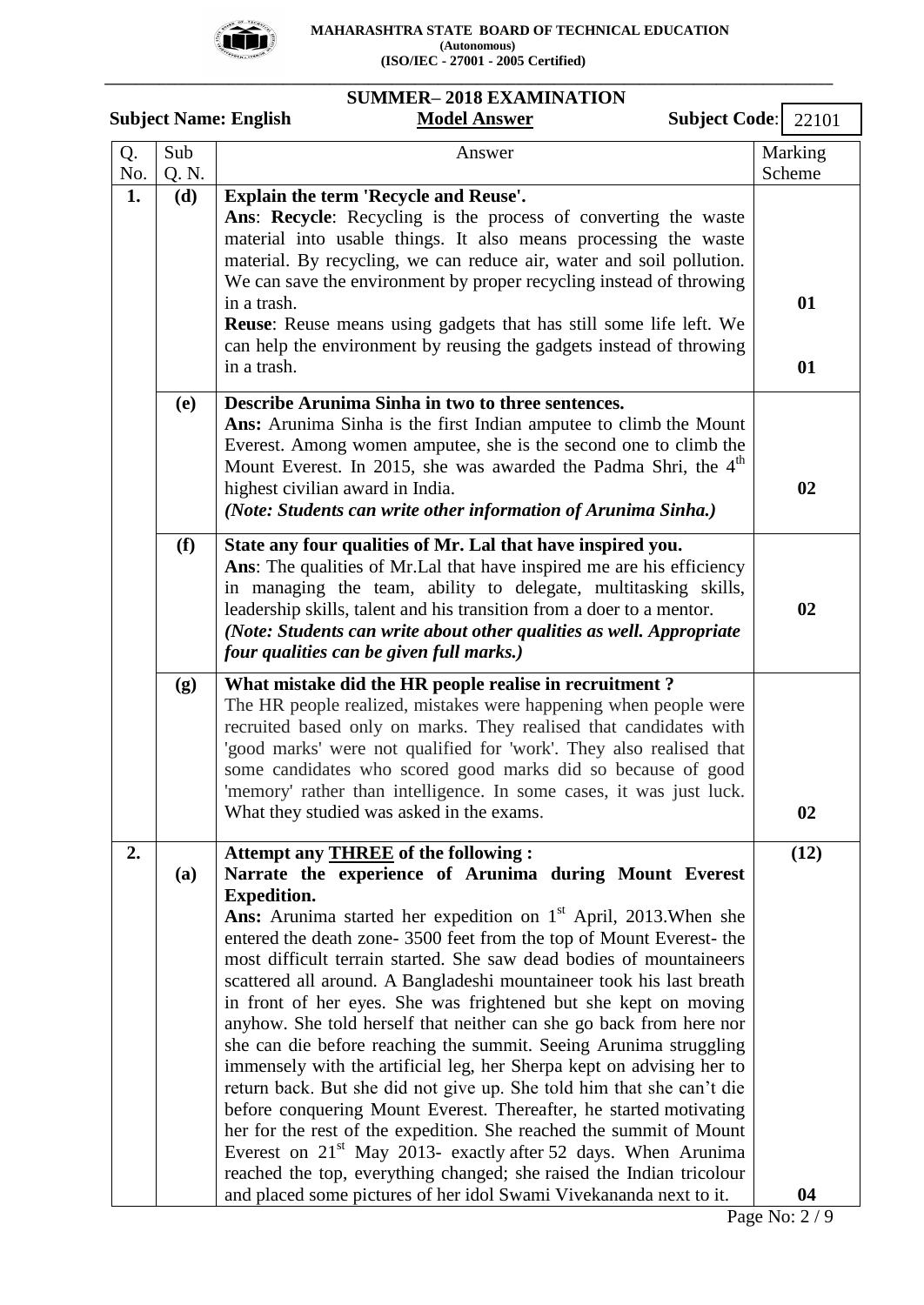**MAHARASHTRA STATE BOARD OF TECHNICAL EDUCATION**
**(Autonomous)**
**(ISO/IEC - 27001 - 2005 Certified)**

**SUMMER– 2018 EXAMINATION**

**Subject Name: English** **Model Answer** **Subject Code: 22101**

| Q. No. | Sub Q. N. | Answer | Marking Scheme |
|---|---|---|---|
| 1. | (d) | **Explain the term 'Recycle and Reuse'.**<br>**Ans**: **Recycle**: Recycling is the process of converting the waste material into usable things. It also means processing the waste material. By recycling, we can reduce air, water and soil pollution. We can save the environment by proper recycling instead of throwing in a trash.<br>**Reuse**: Reuse means using gadgets that has still some life left. We can help the environment by reusing the gadgets instead of throwing in a trash. | **01**<br><br>**01** |
| | (e) | **Describe Arunima Sinha in two to three sentences.**<br>**Ans:** Arunima Sinha is the first Indian amputee to climb the Mount Everest. Among women amputee, she is the second one to climb the Mount Everest. In 2015, she was awarded the Padma Shri, the 4th highest civilian award in India.<br>***(Note: Students can write other information of Arunima Sinha.)*** | **02** |
| | (f) | **State any four qualities of Mr. Lal that have inspired you.**<br>**Ans**: The qualities of Mr.Lal that have inspired me are his efficiency in managing the team, ability to delegate, multitasking skills, leadership skills, talent and his transition from a doer to a mentor.<br>***(Note: Students can write about other qualities as well. Appropriate four qualities can be given full marks.)*** | **02** |
| | (g) | **What mistake did the HR people realise in recruitment ?**<br>The HR people realized, mistakes were happening when people were recruited based only on marks. They realised that candidates with 'good marks' were not qualified for 'work'. They also realised that some candidates who scored good marks did so because of good 'memory' rather than intelligence. In some cases, it was just luck. What they studied was asked in the exams. | **02** |
| 2. | | **Attempt any THREE of the following :** | **(12)** |
| | (a) | **Narrate the experience of Arunima during Mount Everest Expedition.**<br>**Ans:** Arunima started her expedition on 1st April, 2013.When she entered the death zone- 3500 feet from the top of Mount Everest- the most difficult terrain started. She saw dead bodies of mountaineers scattered all around. A Bangladeshi mountaineer took his last breath in front of her eyes. She was frightened but she kept on moving anyhow. She told herself that neither can she go back from here nor she can die before reaching the summit. Seeing Arunima struggling immensely with the artificial leg, her Sherpa kept on advising her to return back. But she did not give up. She told him that she can't die before conquering Mount Everest. Thereafter, he started motivating her for the rest of the expedition. She reached the summit of Mount Everest on 21st May 2013- exactly after 52 days. When Arunima reached the top, everything changed; she raised the Indian tricolour and placed some pictures of her idol Swami Vivekananda next to it. | **04** |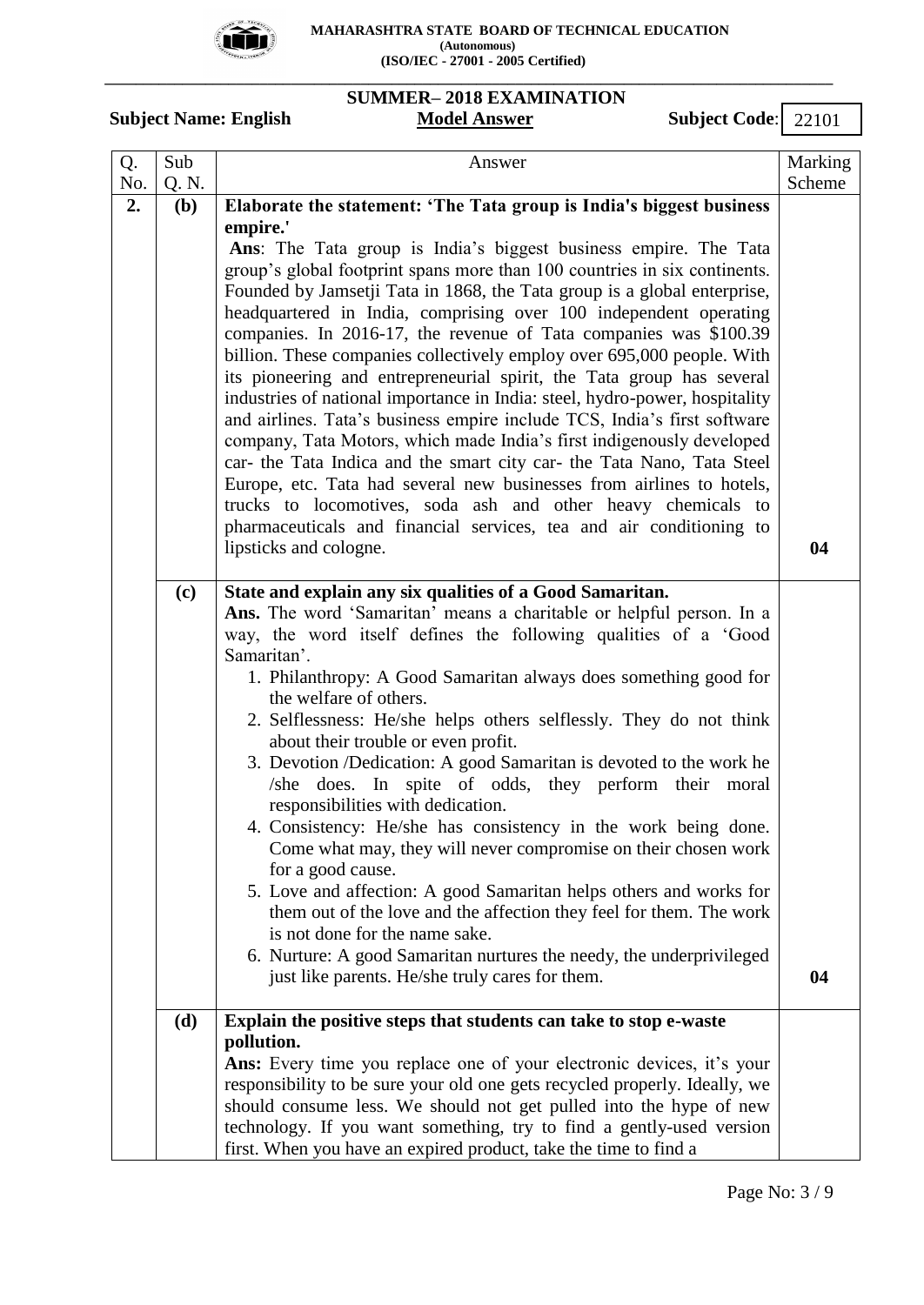**MAHARASHTRA STATE BOARD OF TECHNICAL EDUCATION**
**(Autonomous)**
**(ISO/IEC - 27001 - 2005 Certified)**

**SUMMER– 2018 EXAMINATION**

**Subject Name: English** **Model Answer** **Subject Code: 22101**

| Q. No. | Sub Q. N. | Answer | Marking Scheme |
|---|---|---|---|
| **2.** | **(b)** | **Elaborate the statement: 'The Tata group is India's biggest business empire.'**<br>**Ans**: The Tata group is India's biggest business empire. The Tata group's global footprint spans more than 100 countries in six continents. Founded by Jamsetji Tata in 1868, the Tata group is a global enterprise, headquartered in India, comprising over 100 independent operating companies. In 2016-17, the revenue of Tata companies was \$100.39 billion. These companies collectively employ over 695,000 people. With its pioneering and entrepreneurial spirit, the Tata group has several industries of national importance in India: steel, hydro-power, hospitality and airlines. Tata's business empire include TCS, India's first software company, Tata Motors, which made India's first indigenously developed car- the Tata Indica and the smart city car- the Tata Nano, Tata Steel Europe, etc. Tata had several new businesses from airlines to hotels, trucks to locomotives, soda ash and other heavy chemicals to pharmaceuticals and financial services, tea and air conditioning to lipsticks and cologne. | **04** |
| | **(c)** | **State and explain any six qualities of a Good Samaritan.**<br>**Ans.** The word 'Samaritan' means a charitable or helpful person. In a way, the word itself defines the following qualities of a 'Good Samaritan'.<br>1. Philanthropy: A Good Samaritan always does something good for the welfare of others.<br>2. Selflessness: He/she helps others selflessly. They do not think about their trouble or even profit.<br>3. Devotion /Dedication: A good Samaritan is devoted to the work he /she does. In spite of odds, they perform their moral responsibilities with dedication.<br>4. Consistency: He/she has consistency in the work being done. Come what may, they will never compromise on their chosen work for a good cause.<br>5. Love and affection: A good Samaritan helps others and works for them out of the love and the affection they feel for them. The work is not done for the name sake.<br>6. Nurture: A good Samaritan nurtures the needy, the underprivileged just like parents. He/she truly cares for them. | **04** |
| | **(d)** | **Explain the positive steps that students can take to stop e-waste pollution.**<br>**Ans:** Every time you replace one of your electronic devices, it's your responsibility to be sure your old one gets recycled properly. Ideally, we should consume less. We should not get pulled into the hype of new technology. If you want something, try to find a gently-used version first. When you have an expired product, take the time to find a | |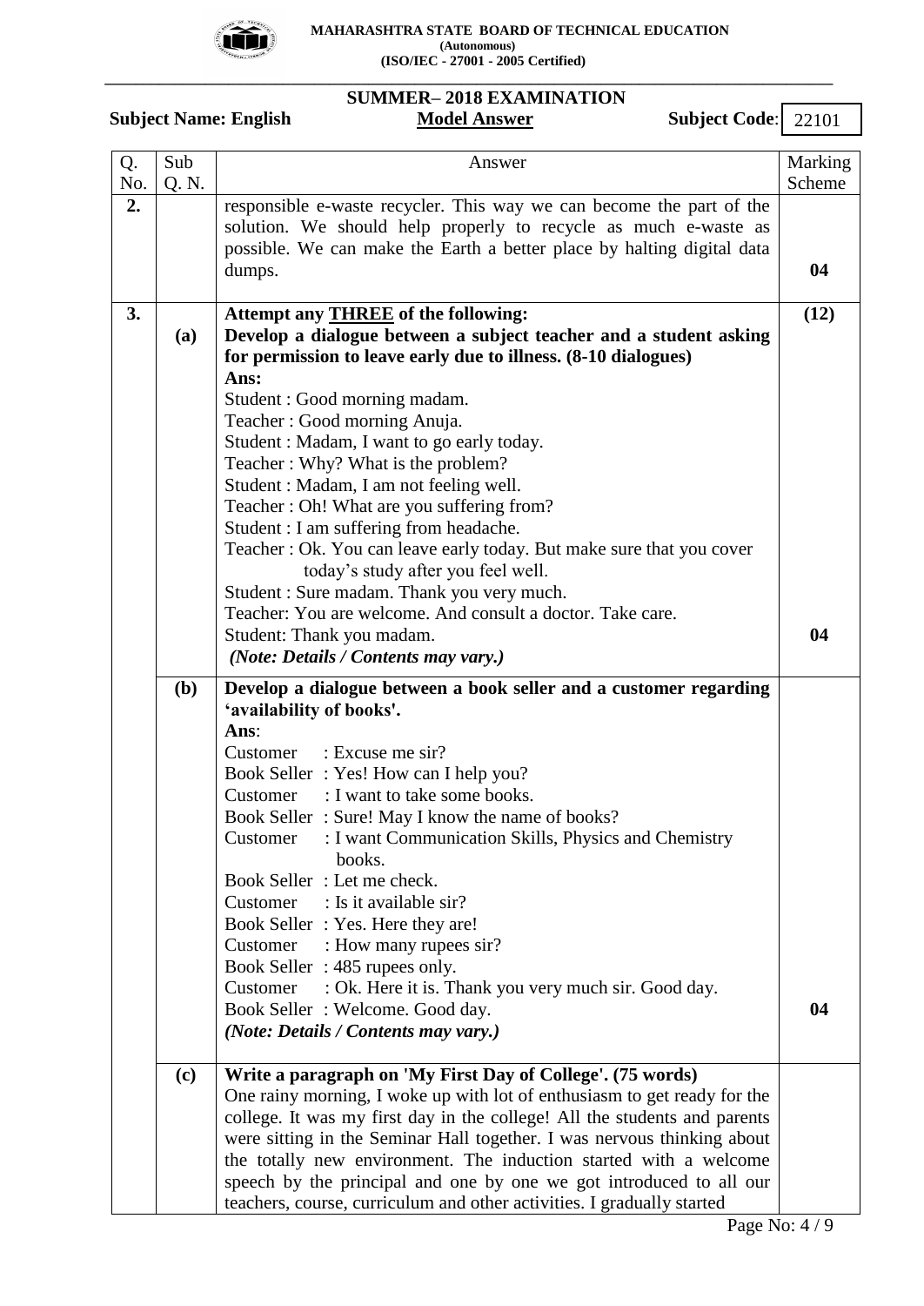| Q. No. | Sub Q. N. | Answer | Marking Scheme |
|---|---|---|---|
| **2.** | | responsible e-waste recycler. This way we can become the part of the solution. We should help properly to recycle as much e-waste as possible. We can make the Earth a better place by halting digital data dumps. | **04** |
| **3.** | | **Attempt any THREE of the following:** | **(12)** |
| | **(a)** | **Develop a dialogue between a subject teacher and a student asking for permission to leave early due to illness. (8-10 dialogues)**<br>**Ans:**<br>Student : Good morning madam.<br>Teacher : Good morning Anuja.<br>Student : Madam, I want to go early today.<br>Teacher : Why? What is the problem?<br>Student : Madam, I am not feeling well.<br>Teacher : Oh! What are you suffering from?<br>Student : I am suffering from headache.<br>Teacher : Ok. You can leave early today. But make sure that you cover today's study after you feel well.<br>Student : Sure madam. Thank you very much.<br>Teacher: You are welcome. And consult a doctor. Take care.<br>Student: Thank you madam.<br>*(Note: Details / Contents may vary.)* | **04** |
| | **(b)** | **Develop a dialogue between a book seller and a customer regarding 'availability of books'.**<br>**Ans**:<br>Customer : Excuse me sir?<br>Book Seller : Yes! How can I help you?<br>Customer : I want to take some books.<br>Book Seller : Sure! May I know the name of books?<br>Customer : I want Communication Skills, Physics and Chemistry books.<br>Book Seller : Let me check.<br>Customer : Is it available sir?<br>Book Seller : Yes. Here they are!<br>Customer : How many rupees sir?<br>Book Seller : 485 rupees only.<br>Customer : Ok. Here it is. Thank you very much sir. Good day.<br>Book Seller : Welcome. Good day.<br>***(Note: Details / Contents may vary.)*** | **04** |
| | **(c)** | **Write a paragraph on 'My First Day of College'. (75 words)**<br>One rainy morning, I woke up with lot of enthusiasm to get ready for the college. It was my first day in the college! All the students and parents were sitting in the Seminar Hall together. I was nervous thinking about the totally new environment. The induction started with a welcome speech by the principal and one by one we got introduced to all our teachers, course, curriculum and other activities. I gradually started | |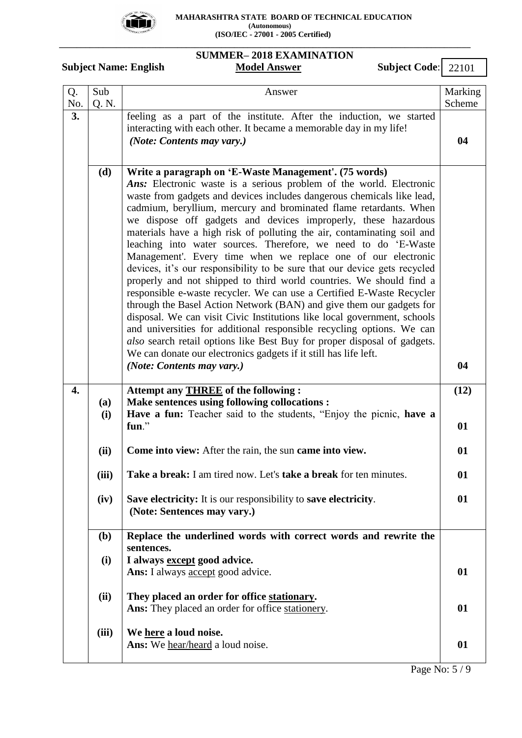| Q. No. | Sub Q. N. | Answer | Marking Scheme |
| --- | --- | --- | --- |
| **3.** | | feeling as a part of the institute. After the induction, we started interacting with each other. It became a memorable day in my life! *(Note: Contents may vary.)* | **04** |
| | **(d)** | **Write a paragraph on 'E-Waste Management'. (75 words)** ***Ans:*** Electronic waste is a serious problem of the world. Electronic waste from gadgets and devices includes dangerous chemicals like lead, cadmium, beryllium, mercury and brominated flame retardants. When we dispose off gadgets and devices improperly, these hazardous materials have a high risk of polluting the air, contaminating soil and leaching into water sources. Therefore, we need to do 'E-Waste Management'. Every time when we replace one of our electronic devices, it's our responsibility to be sure that our device gets recycled properly and not shipped to third world countries. We should find a responsible e-waste recycler. We can use a Certified E-Waste Recycler through the Basel Action Network (BAN) and give them our gadgets for disposal. We can visit Civic Institutions like local government, schools and universities for additional responsible recycling options. We can *also* search retail options like Best Buy for proper disposal of gadgets. We can donate our electronics gadgets if it still has life left. ***(Note: Contents may vary.)*** | **04** |
| **4.** | | **Attempt any <u>THREE</u> of the following :** | **(12)** |
| | **(a)** | **Make sentences using following collocations :** | |
| | **(i)** | **Have a fun:** Teacher said to the students, "Enjoy the picnic, **have a fun**." | **01** |
| | **(ii)** | **Come into view:** After the rain, the sun **came into view.** | **01** |
| | **(iii)** | **Take a break:** I am tired now. Let's **take a break** for ten minutes. | **01** |
| | **(iv)** | **Save electricity:** It is our responsibility to **save electricity**. **(Note: Sentences may vary.)** | **01** |
| | **(b)** | **Replace the underlined words with correct words and rewrite the sentences.** | |
| | **(i)** | **I always <u>except</u> good advice.** **Ans:** I always <u>accept</u> good advice. | **01** |
| | **(ii)** | **They placed an order for office <u>stationary</u>.** **Ans:** They placed an order for office <u>stationery</u>. | **01** |
| | **(iii)** | **We <u>here</u> a loud noise.** **Ans:** We <u>hear/heard</u> a loud noise. | **01** |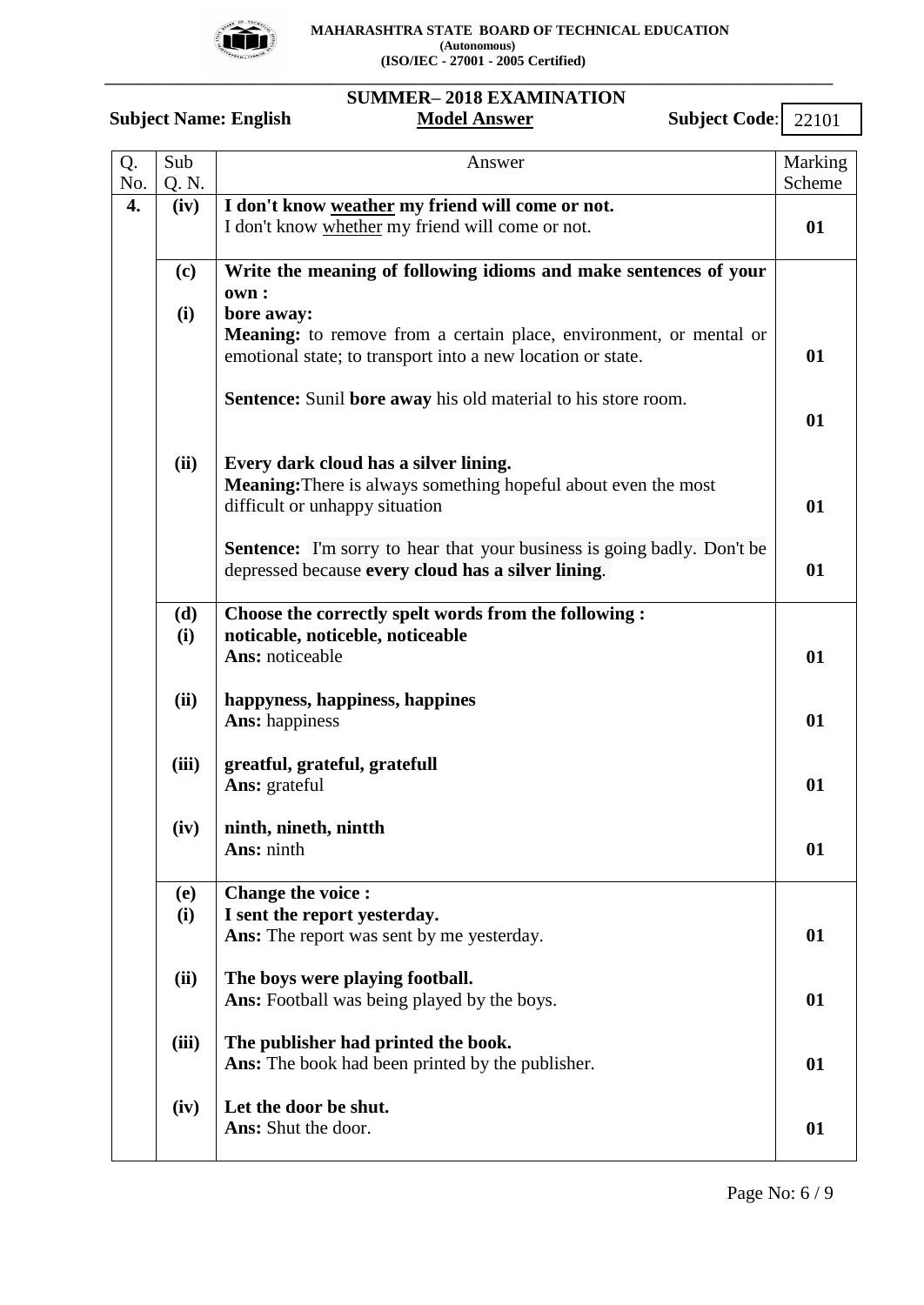**MAHARASHTRA STATE BOARD OF TECHNICAL EDUCATION**
**(Autonomous)**
**(ISO/IEC - 27001 - 2005 Certified)**

**SUMMER– 2018 EXAMINATION**

**Subject Name: English** **Model Answer** **Subject Code: 22101**

| Q. No. | Sub Q. N. | Answer | Marking Scheme |
|---|---|---|---|
| **4.** | **(iv)** | **I don't know weather my friend will come or not.**<br>I don't know whether my friend will come or not. | **01** |
| | **(c)** | **Write the meaning of following idioms and make sentences of your own :** | |
| | **(i)** | **bore away:**<br>**Meaning:** to remove from a certain place, environment, or mental or emotional state; to transport into a new location or state. | **01** |
| | | **Sentence:** Sunil **bore away** his old material to his store room. | **01** |
| | **(ii)** | **Every dark cloud has a silver lining.**<br>**Meaning:** There is always something hopeful about even the most difficult or unhappy situation | **01** |
| | | **Sentence:** I'm sorry to hear that your business is going badly. Don't be depressed because **every cloud has a silver lining**. | **01** |
| | **(d)** | **Choose the correctly spelt words from the following :** | |
| | **(i)** | **noticable, noticeble, noticeable**<br>**Ans:** noticeable | **01** |
| | **(ii)** | **happyness, happiness, happines**<br>**Ans:** happiness | **01** |
| | **(iii)** | **greatful, grateful, gratefull**<br>**Ans:** grateful | **01** |
| | **(iv)** | **ninth, nineth, nintth**<br>**Ans:** ninth | **01** |
| | **(e)** | **Change the voice :** | |
| | **(i)** | **I sent the report yesterday.**<br>**Ans:** The report was sent by me yesterday. | **01** |
| | **(ii)** | **The boys were playing football.**<br>**Ans:** Football was being played by the boys. | **01** |
| | **(iii)** | **The publisher had printed the book.**<br>**Ans:** The book had been printed by the publisher. | **01** |
| | **(iv)** | **Let the door be shut.**<br>**Ans:** Shut the door. | **01** |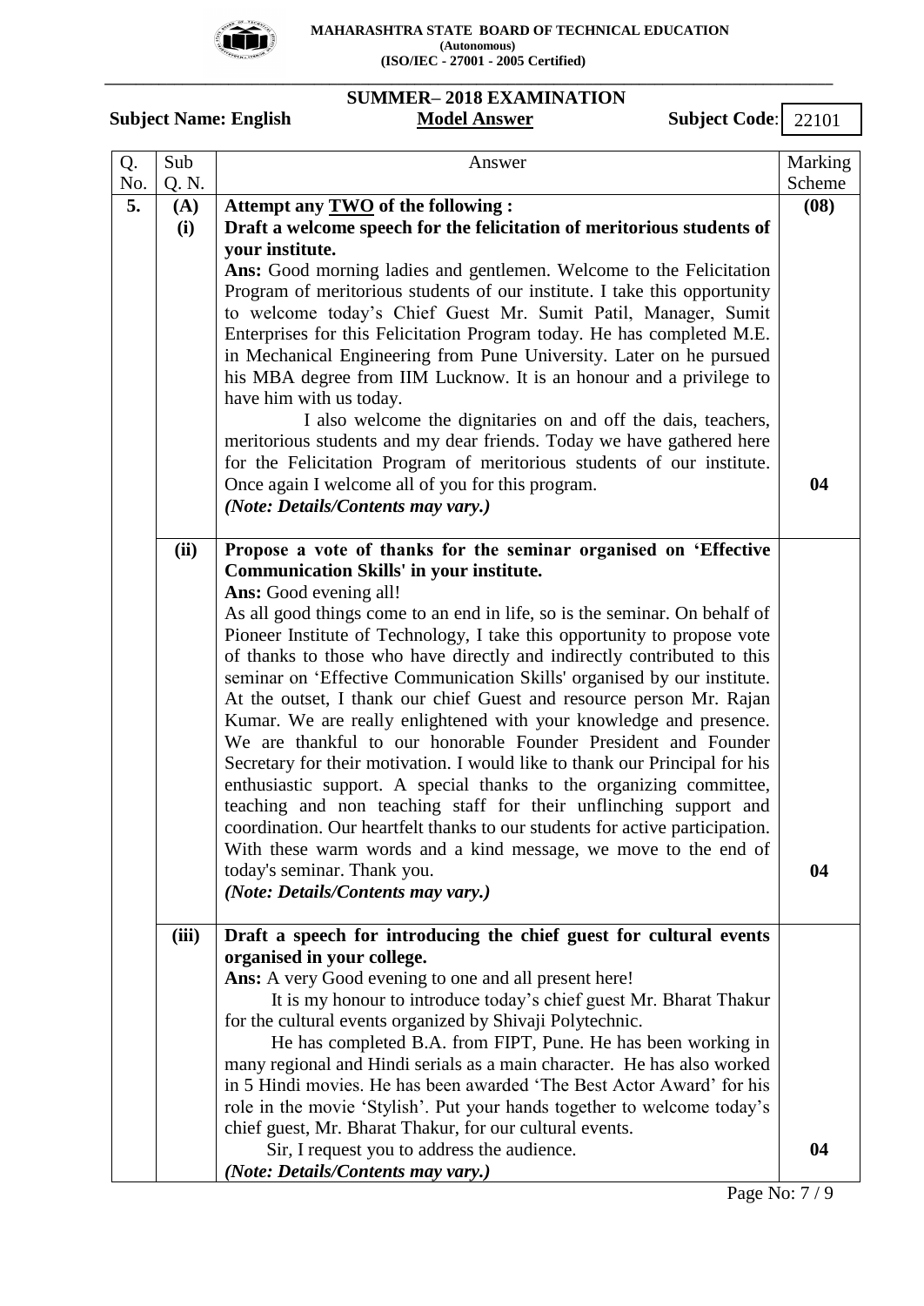**MAHARASHTRA STATE BOARD OF TECHNICAL EDUCATION**
**(Autonomous)**
**(ISO/IEC - 27001 - 2005 Certified)**

## SUMMER– 2018 EXAMINATION

**Subject Name: English** **Model Answer** **Subject Code: 22101**

| Q. No. | Sub Q. N. | Answer | Marking Scheme |
|---|---|---|---|
| **5.** | **(A)** | **Attempt any TWO of the following :** | **(08)** |
| | **(i)** | **Draft a welcome speech for the felicitation of meritorious students of your institute.**<br>**Ans:** Good morning ladies and gentlemen. Welcome to the Felicitation Program of meritorious students of our institute. I take this opportunity to welcome today's Chief Guest Mr. Sumit Patil, Manager, Sumit Enterprises for this Felicitation Program today. He has completed M.E. in Mechanical Engineering from Pune University. Later on he pursued his MBA degree from IIM Lucknow. It is an honour and a privilege to have him with us today.<br>I also welcome the dignitaries on and off the dais, teachers, meritorious students and my dear friends. Today we have gathered here for the Felicitation Program of meritorious students of our institute. Once again I welcome all of you for this program.<br>***(Note: Details/Contents may vary.)*** | **04** |
| | **(ii)** | **Propose a vote of thanks for the seminar organised on 'Effective Communication Skills' in your institute.**<br>**Ans:** Good evening all!<br>As all good things come to an end in life, so is the seminar. On behalf of Pioneer Institute of Technology, I take this opportunity to propose vote of thanks to those who have directly and indirectly contributed to this seminar on 'Effective Communication Skills' organised by our institute. At the outset, I thank our chief Guest and resource person Mr. Rajan Kumar. We are really enlightened with your knowledge and presence. We are thankful to our honorable Founder President and Founder Secretary for their motivation. I would like to thank our Principal for his enthusiastic support. A special thanks to the organizing committee, teaching and non teaching staff for their unflinching support and coordination. Our heartfelt thanks to our students for active participation. With these warm words and a kind message, we move to the end of today's seminar. Thank you.<br>***(Note: Details/Contents may vary.)*** | **04** |
| | **(iii)** | **Draft a speech for introducing the chief guest for cultural events organised in your college.**<br>**Ans:** A very Good evening to one and all present here!<br>It is my honour to introduce today's chief guest Mr. Bharat Thakur for the cultural events organized by Shivaji Polytechnic.<br>He has completed B.A. from FIPT, Pune. He has been working in many regional and Hindi serials as a main character. He has also worked in 5 Hindi movies. He has been awarded 'The Best Actor Award' for his role in the movie 'Stylish'. Put your hands together to welcome today's chief guest, Mr. Bharat Thakur, for our cultural events.<br>Sir, I request you to address the audience.<br>***(Note: Details/Contents may vary.)*** | **04** |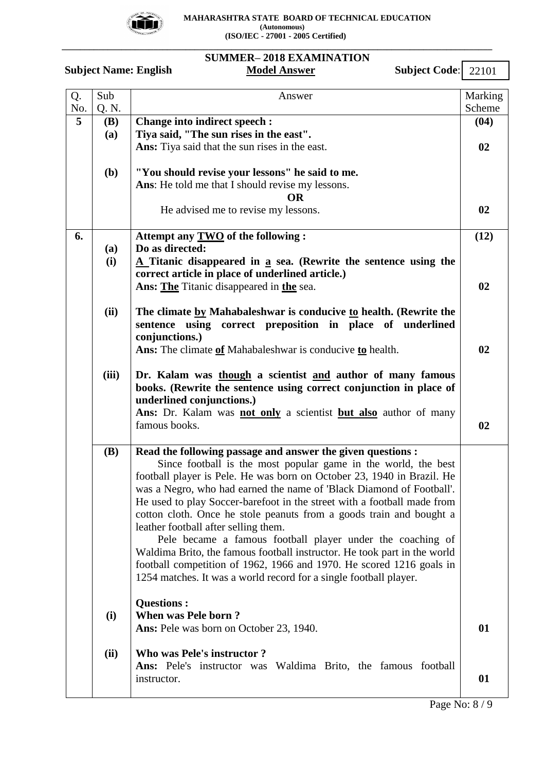MAHARASHTRA STATE BOARD OF TECHNICAL EDUCATION
(Autonomous)
(ISO/IEC - 27001 - 2005 Certified)

**SUMMER– 2018 EXAMINATION**

**Subject Name: English** **Model Answer** **Subject Code:** 22101

| Q. No. | Sub Q. N. | Answer | Marking Scheme |
|---|---|---|---|
| **5** | **(B)** | **Change into indirect speech :** | **(04)** |
| | **(a)** | **Tiya said, "The sun rises in the east".** <br> **Ans:** Tiya said that the sun rises in the east. | **02** |
| | **(b)** | **"You should revise your lessons" he said to me.** <br> **Ans**: He told me that I should revise my lessons. <br> **OR** <br> He advised me to revise my lessons. | **02** |
| **6.** | | **Attempt any <u>TWO</u> of the following :** | **(12)** |
| | **(a)** | **Do as directed:** | |
| | **(i)** | **<u>A</u> Titanic disappeared in <u>a</u> sea. (Rewrite the sentence using the correct article in place of underlined article.)** <br> **Ans: <u>The</u>** Titanic disappeared in **<u>the</u>** sea. | **02** |
| | **(ii)** | **The climate <u>by</u> Mahabaleshwar is conducive <u>to</u> health. (Rewrite the sentence using correct preposition in place of underlined conjunctions.)** <br> **Ans:** The climate **<u>of</u>** Mahabaleshwar is conducive **<u>to</u>** health. | **02** |
| | **(iii)** | **Dr. Kalam was <u>though</u> a scientist <u>and</u> author of many famous books. (Rewrite the sentence using correct conjunction in place of underlined conjunctions.)** <br> **Ans:** Dr. Kalam was **<u>not only</u>** a scientist **<u>but also</u>** author of many famous books. | **02** |
| | **(B)** | **Read the following passage and answer the given questions :** <br> Since football is the most popular game in the world, the best football player is Pele. He was born on October 23, 1940 in Brazil. He was a Negro, who had earned the name of 'Black Diamond of Football'. He used to play Soccer-barefoot in the street with a football made from cotton cloth. Once he stole peanuts from a goods train and bought a leather football after selling them. <br> Pele became a famous football player under the coaching of Waldima Brito, the famous football instructor. He took part in the world football competition of 1962, 1966 and 1970. He scored 1216 goals in 1254 matches. It was a world record for a single football player. <br><br> **Questions :** | |
| | **(i)** | **When was Pele born ?** <br> **Ans:** Pele was born on October 23, 1940. | **01** |
| | **(ii)** | **Who was Pele's instructor ?** <br> **Ans:** Pele's instructor was Waldima Brito, the famous football instructor. | **01** |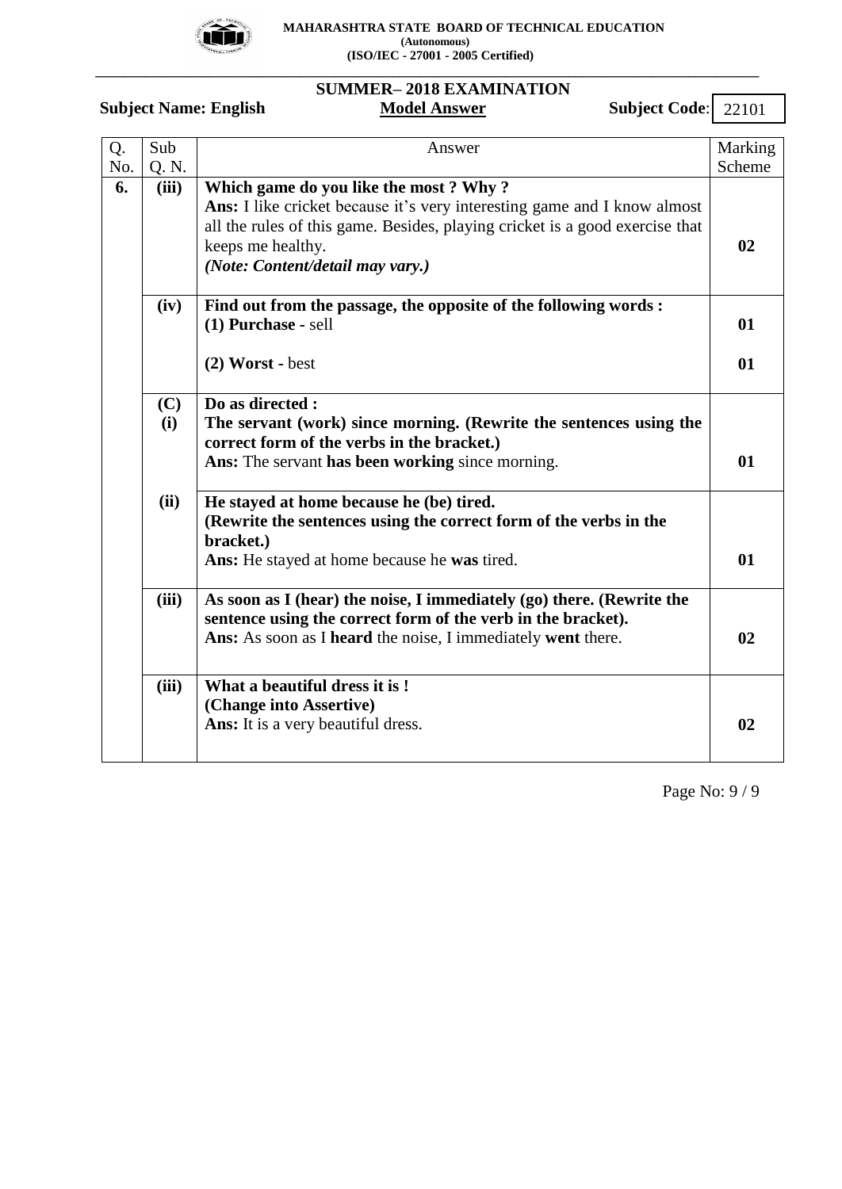**MAHARASHTRA STATE BOARD OF TECHNICAL EDUCATION**
**(Autonomous)**
**(ISO/IEC - 27001 - 2005 Certified)**

**SUMMER– 2018 EXAMINATION**

**Subject Name: English** **Model Answer** **Subject Code:** 22101

| Q. No. | Sub Q. N. | Answer | Marking Scheme |
|---|---|---|---|
| **6.** | **(iii)** | **Which game do you like the most ? Why ?**<br>**Ans:** I like cricket because it's very interesting game and I know almost all the rules of this game. Besides, playing cricket is a good exercise that keeps me healthy.<br>***(Note: Content/detail may vary.)*** | **02** |
| | **(iv)** | **Find out from the passage, the opposite of the following words :**<br>**(1) Purchase -** sell<br><br>**(2) Worst -** best | **01**<br><br>**01** |
| | **(C) (i)** | **Do as directed :**<br>**The servant (work) since morning. (Rewrite the sentences using the correct form of the verbs in the bracket.)**<br>**Ans:** The servant **has been working** since morning. | **01** |
| | **(ii)** | **He stayed at home because he (be) tired.**<br>**(Rewrite the sentences using the correct form of the verbs in the bracket.)**<br>**Ans:** He stayed at home because he **was** tired. | **01** |
| | **(iii)** | **As soon as I (hear) the noise, I immediately (go) there. (Rewrite the sentence using the correct form of the verb in the bracket).**<br>**Ans:** As soon as I **heard** the noise, I immediately **went** there. | **02** |
| | **(iii)** | **What a beautiful dress it is !**<br>**(Change into Assertive)**<br>**Ans:** It is a very beautiful dress. | **02** |